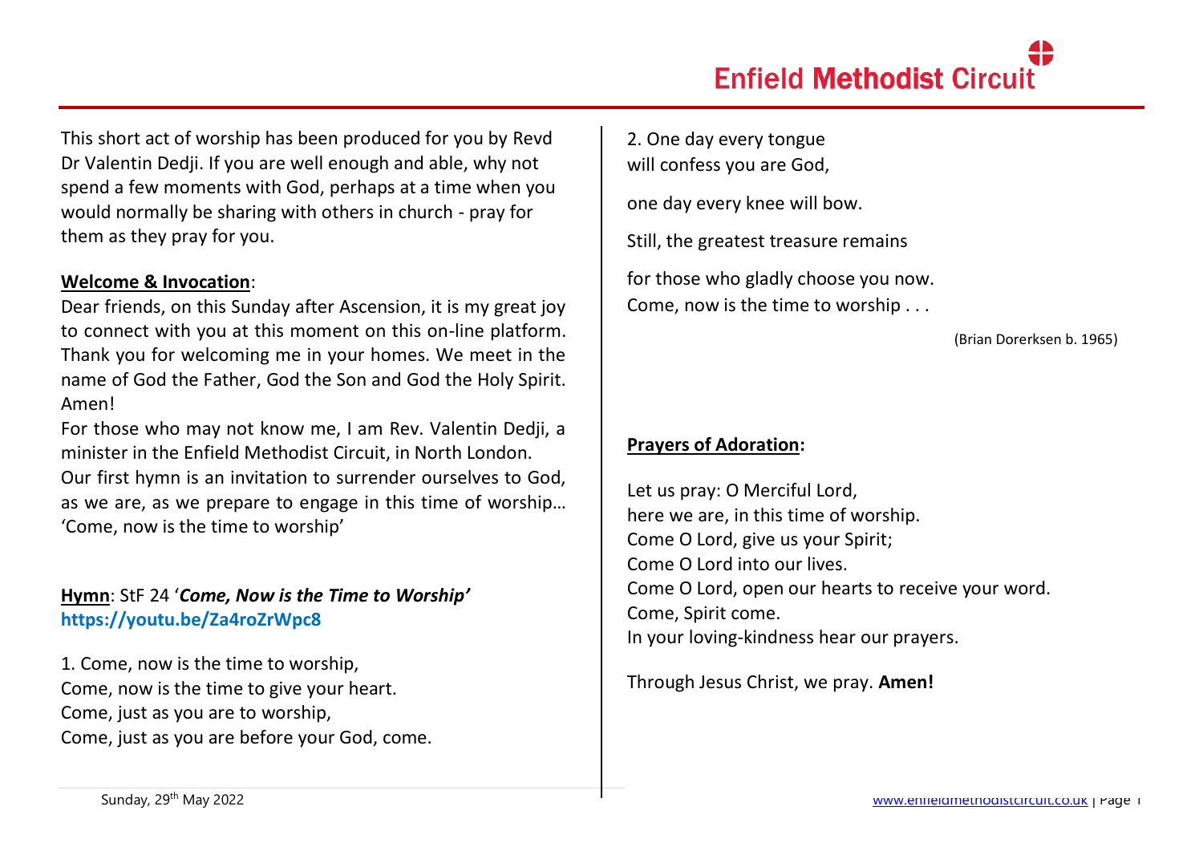This short act of worship has been produced for you by Revd Dr Valentin Dedji. If you are well enough and able, why not spend a few moments with God, perhaps at a time when you would normally be sharing with others in church - pray for them as they pray for you.

**Welcome & Invocation**:

Dear friends, on this Sunday after Ascension, it is my great joy to connect with you at this moment on this on-line platform. Thank you for welcoming me in your homes. We meet in the name of God the Father, God the Son and God the Holy Spirit. Amen!

For those who may not know me, I am Rev. Valentin Dedji, a minister in the Enfield Methodist Circuit, in North London. Our first hymn is an invitation to surrender ourselves to God, as we are, as we prepare to engage in this time of worship… 'Come, now is the time to worship'

**Hymn**: StF 24 '***Come, Now is the Time to Worship'***
**https://youtu.be/Za4roZrWpc8**

1. Come, now is the time to worship,
Come, now is the time to give your heart.
Come, just as you are to worship,
Come, just as you are before your God, come.

2. One day every tongue
will confess you are God,

one day every knee will bow.

Still, the greatest treasure remains

for those who gladly choose you now.
Come, now is the time to worship . . .

(Brian Dorerksen b. 1965)

**Prayers of Adoration:**

Let us pray: O Merciful Lord,
here we are, in this time of worship.
Come O Lord, give us your Spirit;
Come O Lord into our lives.
Come O Lord, open our hearts to receive your word.
Come, Spirit come.
In your loving-kindness hear our prayers.

Through Jesus Christ, we pray. **Amen!**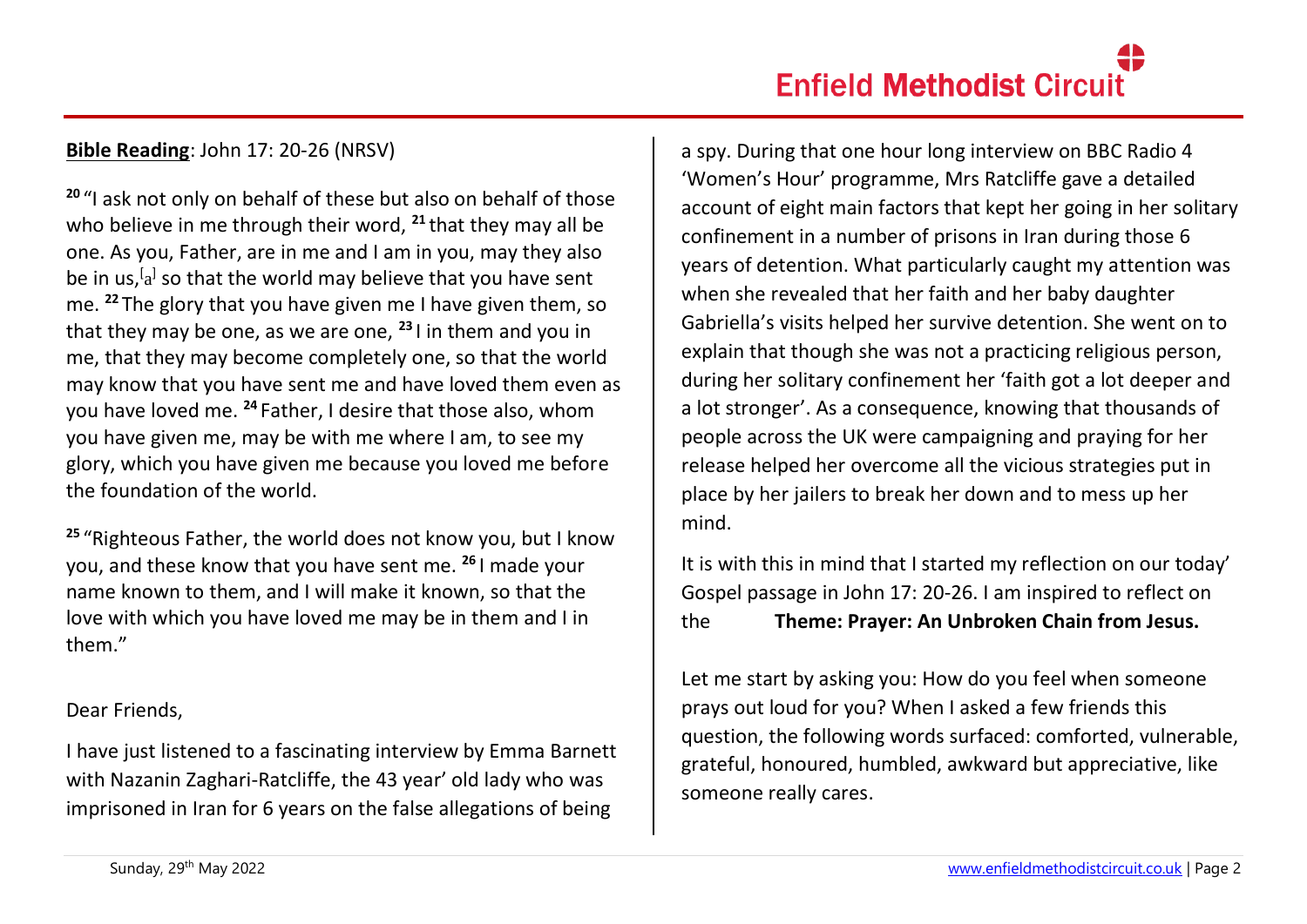**Bible Reading**: John 17: 20-26 (NRSV)

[20] "I ask not only on behalf of these but also on behalf of those who believe in me through their word, [21] that they may all be one. As you, Father, are in me and I am in you, may they also be in us,[a] so that the world may believe that you have sent me. [22] The glory that you have given me I have given them, so that they may be one, as we are one, [23] I in them and you in me, that they may become completely one, so that the world may know that you have sent me and have loved them even as you have loved me. [24] Father, I desire that those also, whom you have given me, may be with me where I am, to see my glory, which you have given me because you loved me before the foundation of the world.

[25] "Righteous Father, the world does not know you, but I know you, and these know that you have sent me. [26] I made your name known to them, and I will make it known, so that the love with which you have loved me may be in them and I in them."

Dear Friends,

I have just listened to a fascinating interview by Emma Barnett with Nazanin Zaghari-Ratcliffe, the 43 year' old lady who was imprisoned in Iran for 6 years on the false allegations of being a spy. During that one hour long interview on BBC Radio 4 'Women's Hour' programme, Mrs Ratcliffe gave a detailed account of eight main factors that kept her going in her solitary confinement in a number of prisons in Iran during those 6 years of detention. What particularly caught my attention was when she revealed that her faith and her baby daughter Gabriella's visits helped her survive detention. She went on to explain that though she was not a practicing religious person, during her solitary confinement her 'faith got a lot deeper and a lot stronger'. As a consequence, knowing that thousands of people across the UK were campaigning and praying for her release helped her overcome all the vicious strategies put in place by her jailers to break her down and to mess up her mind.

It is with this in mind that I started my reflection on our today' Gospel passage in John 17: 20-26. I am inspired to reflect on the **Theme: Prayer: An Unbroken Chain from Jesus.**

Let me start by asking you: How do you feel when someone prays out loud for you? When I asked a few friends this question, the following words surfaced: comforted, vulnerable, grateful, honoured, humbled, awkward but appreciative, like someone really cares.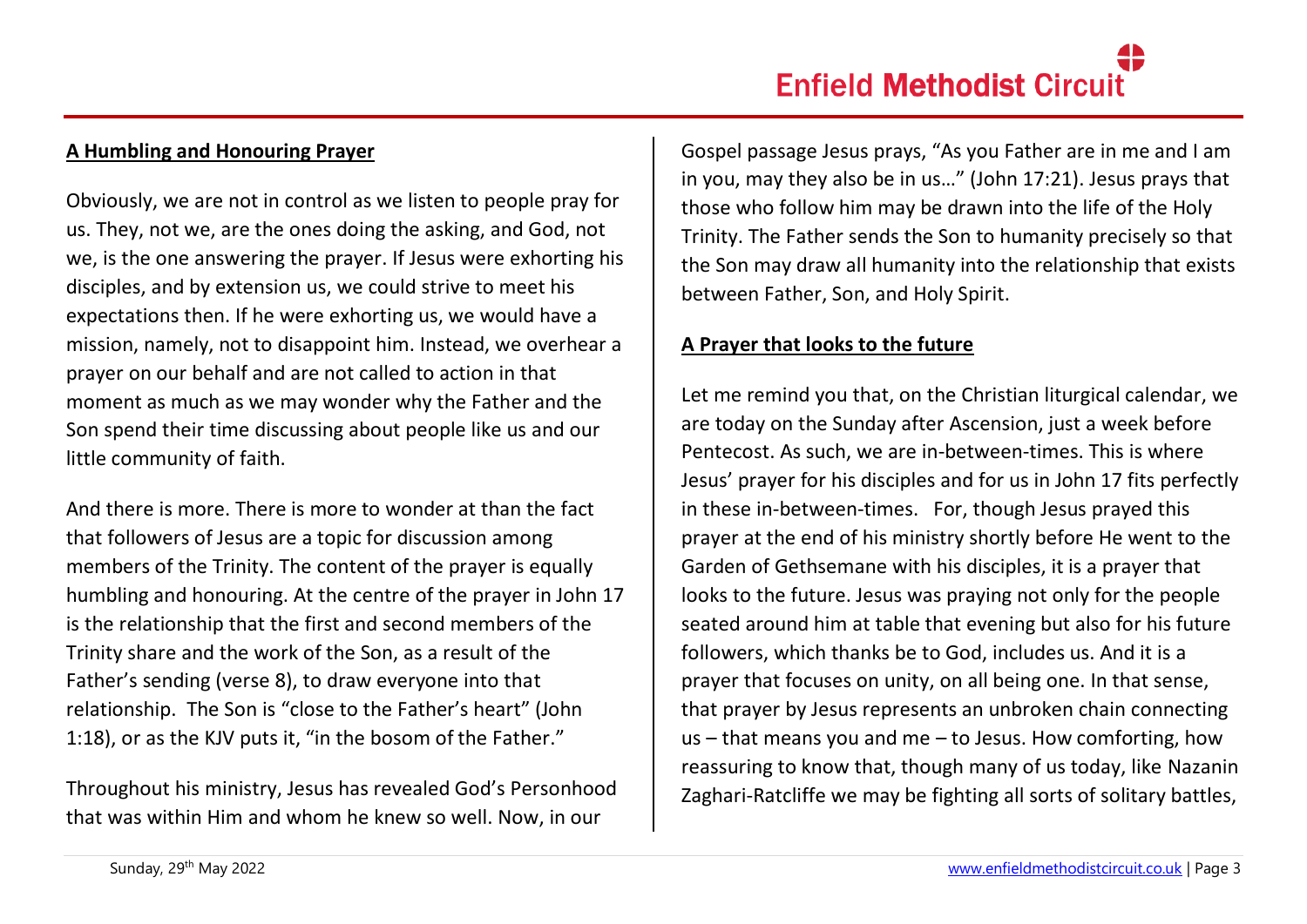## A Humbling and Honouring Prayer

Obviously, we are not in control as we listen to people pray for us. They, not we, are the ones doing the asking, and God, not we, is the one answering the prayer. If Jesus were exhorting his disciples, and by extension us, we could strive to meet his expectations then. If he were exhorting us, we would have a mission, namely, not to disappoint him. Instead, we overhear a prayer on our behalf and are not called to action in that moment as much as we may wonder why the Father and the Son spend their time discussing about people like us and our little community of faith.

And there is more. There is more to wonder at than the fact that followers of Jesus are a topic for discussion among members of the Trinity. The content of the prayer is equally humbling and honouring. At the centre of the prayer in John 17 is the relationship that the first and second members of the Trinity share and the work of the Son, as a result of the Father's sending (verse 8), to draw everyone into that relationship. The Son is "close to the Father's heart" (John 1:18), or as the KJV puts it, "in the bosom of the Father."

Throughout his ministry, Jesus has revealed God's Personhood that was within Him and whom he knew so well. Now, in our Gospel passage Jesus prays, "As you Father are in me and I am in you, may they also be in us…" (John 17:21). Jesus prays that those who follow him may be drawn into the life of the Holy Trinity. The Father sends the Son to humanity precisely so that the Son may draw all humanity into the relationship that exists between Father, Son, and Holy Spirit.

## A Prayer that looks to the future

Let me remind you that, on the Christian liturgical calendar, we are today on the Sunday after Ascension, just a week before Pentecost. As such, we are in-between-times. This is where Jesus' prayer for his disciples and for us in John 17 fits perfectly in these in-between-times. For, though Jesus prayed this prayer at the end of his ministry shortly before He went to the Garden of Gethsemane with his disciples, it is a prayer that looks to the future. Jesus was praying not only for the people seated around him at table that evening but also for his future followers, which thanks be to God, includes us. And it is a prayer that focuses on unity, on all being one. In that sense, that prayer by Jesus represents an unbroken chain connecting us – that means you and me – to Jesus. How comforting, how reassuring to know that, though many of us today, like Nazanin Zaghari-Ratcliffe we may be fighting all sorts of solitary battles,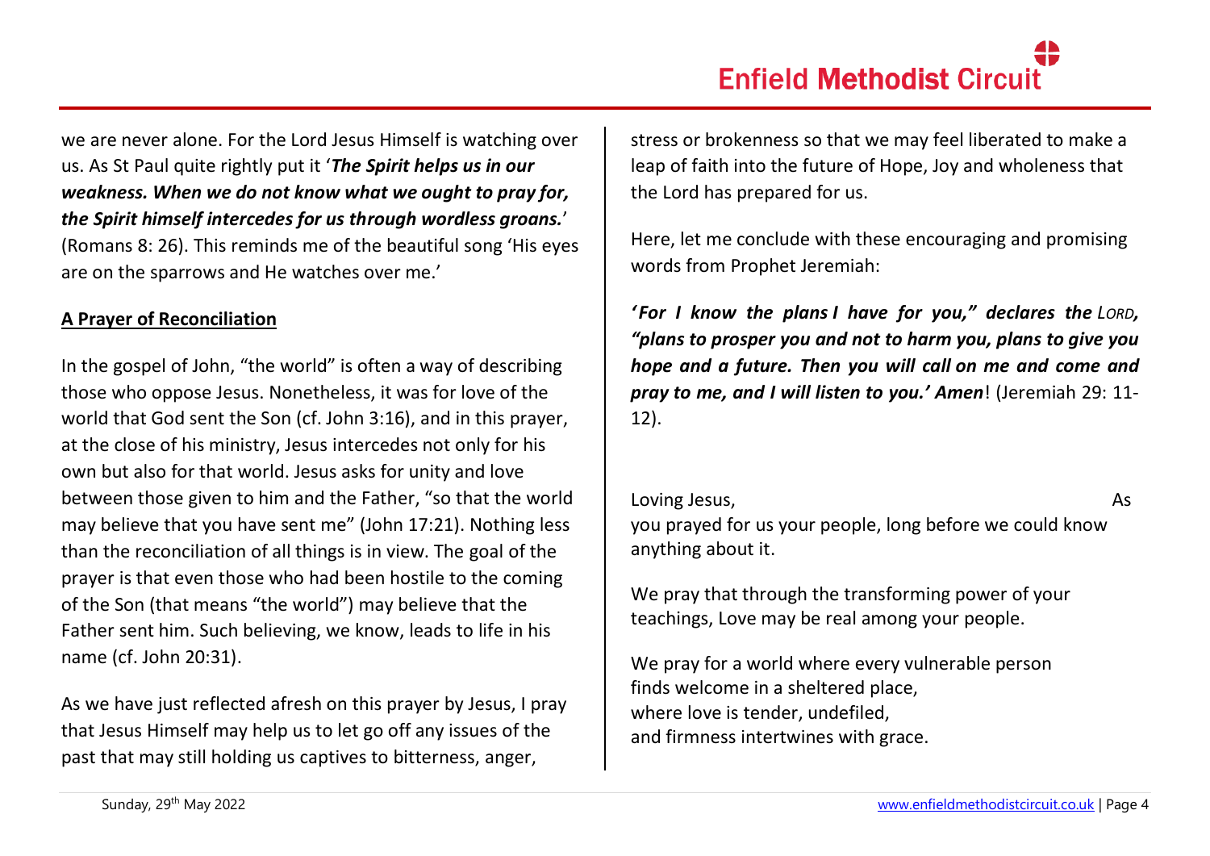we are never alone. For the Lord Jesus Himself is watching over us. As St Paul quite rightly put it '***The Spirit helps us in our weakness. When we do not know what we ought to pray for, the Spirit himself intercedes for us through wordless groans.***' (Romans 8: 26). This reminds me of the beautiful song 'His eyes are on the sparrows and He watches over me.'

**A Prayer of Reconciliation**

In the gospel of John, "the world" is often a way of describing those who oppose Jesus. Nonetheless, it was for love of the world that God sent the Son (cf. John 3:16), and in this prayer, at the close of his ministry, Jesus intercedes not only for his own but also for that world. Jesus asks for unity and love between those given to him and the Father, "so that the world may believe that you have sent me" (John 17:21). Nothing less than the reconciliation of all things is in view. The goal of the prayer is that even those who had been hostile to the coming of the Son (that means "the world") may believe that the Father sent him. Such believing, we know, leads to life in his name (cf. John 20:31).

As we have just reflected afresh on this prayer by Jesus, I pray that Jesus Himself may help us to let go off any issues of the past that may still holding us captives to bitterness, anger, stress or brokenness so that we may feel liberated to make a leap of faith into the future of Hope, Joy and wholeness that the Lord has prepared for us.

Here, let me conclude with these encouraging and promising words from Prophet Jeremiah:

***'For I know the plans I have for you," declares the LORD, "plans to prosper you and not to harm you, plans to give you hope and a future. Then you will call on me and come and pray to me, and I will listen to you.' Amen***! (Jeremiah 29: 11-12).

Loving Jesus, As you prayed for us your people, long before we could know anything about it.

We pray that through the transforming power of your teachings, Love may be real among your people.

We pray for a world where every vulnerable person
finds welcome in a sheltered place,
where love is tender, undefiled,
and firmness intertwines with grace.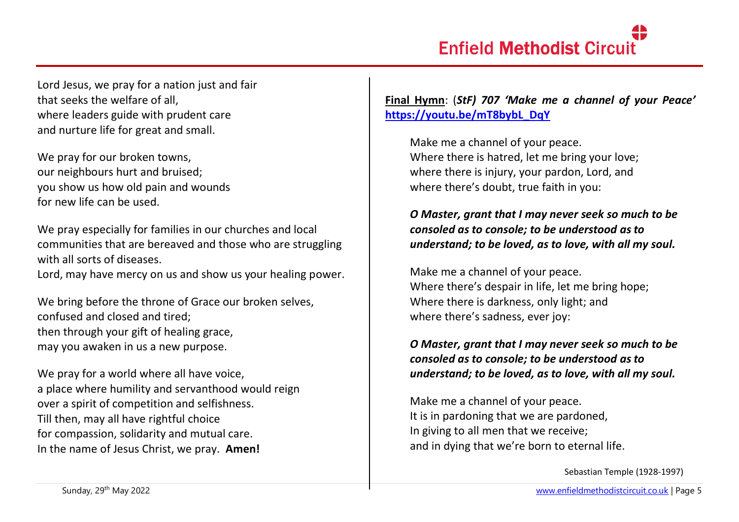Lord Jesus, we pray for a nation just and fair
that seeks the welfare of all,
where leaders guide with prudent care
and nurture life for great and small.

We pray for our broken towns,
our neighbours hurt and bruised;
you show us how old pain and wounds
for new life can be used.

We pray especially for families in our churches and local communities that are bereaved and those who are struggling with all sorts of diseases.
Lord, may have mercy on us and show us your healing power.

We bring before the throne of Grace our broken selves,
confused and closed and tired;
then through your gift of healing grace,
may you awaken in us a new purpose.

We pray for a world where all have voice,
a place where humility and servanthood would reign
over a spirit of competition and selfishness.
Till then, may all have rightful choice
for compassion, solidarity and mutual care.
In the name of Jesus Christ, we pray. **Amen!**

**Final Hymn**: (***StF) 707 'Make me a channel of your Peace'*** **https://youtu.be/mT8bybL_DqY**

Make me a channel of your peace.
Where there is hatred, let me bring your love;
where there is injury, your pardon, Lord, and
where there's doubt, true faith in you:

***O Master, grant that I may never seek so much to be consoled as to console; to be understood as to understand; to be loved, as to love, with all my soul.***

Make me a channel of your peace.
Where there's despair in life, let me bring hope;
Where there is darkness, only light; and
where there's sadness, ever joy:

***O Master, grant that I may never seek so much to be consoled as to console; to be understood as to understand; to be loved, as to love, with all my soul.***

Make me a channel of your peace.
It is in pardoning that we are pardoned,
In giving to all men that we receive;
and in dying that we're born to eternal life.

Sebastian Temple (1928-1997)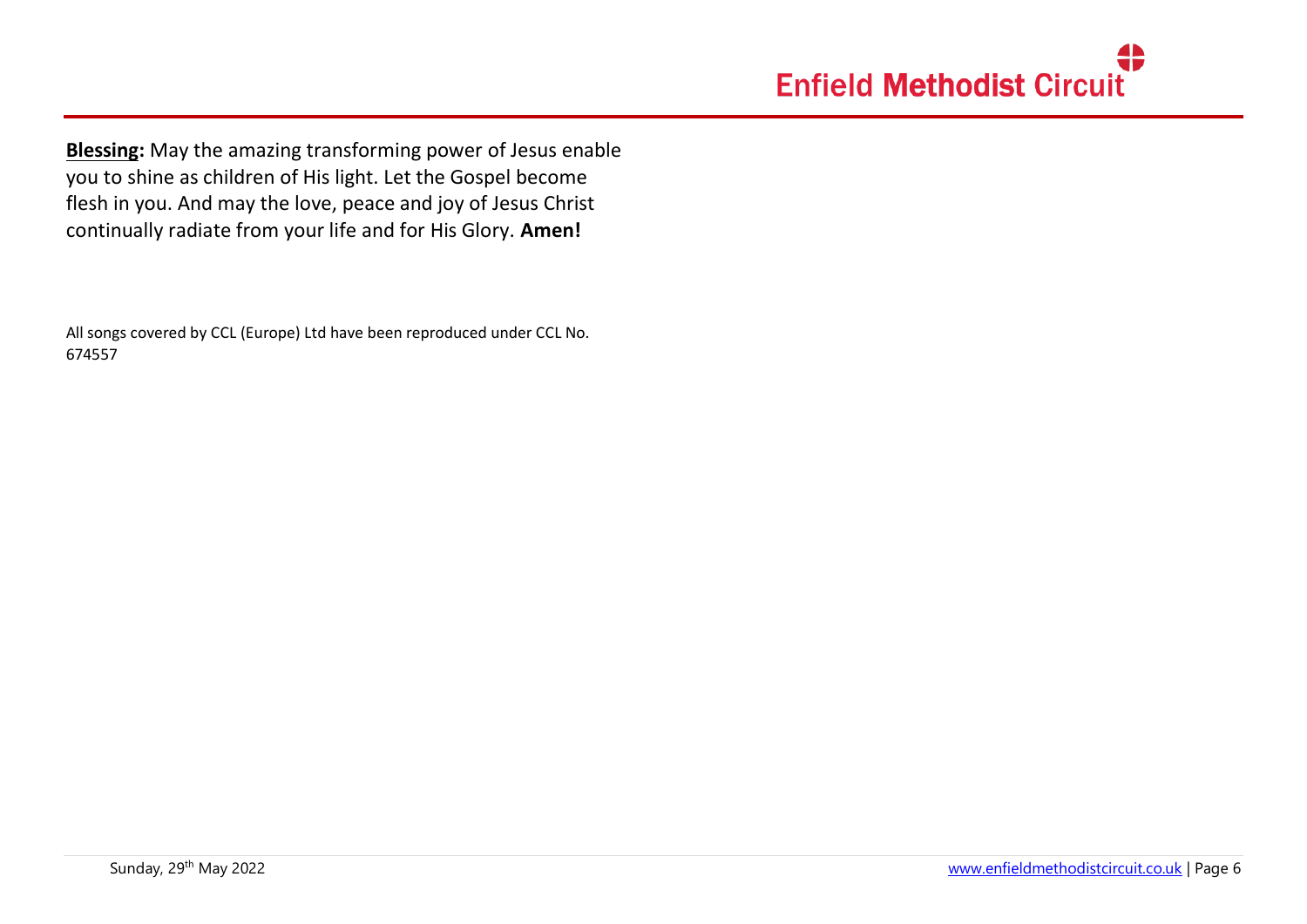**Blessing:** May the amazing transforming power of Jesus enable you to shine as children of His light. Let the Gospel become flesh in you. And may the love, peace and joy of Jesus Christ continually radiate from your life and for His Glory. **Amen!**

All songs covered by CCL (Europe) Ltd have been reproduced under CCL No. 674557